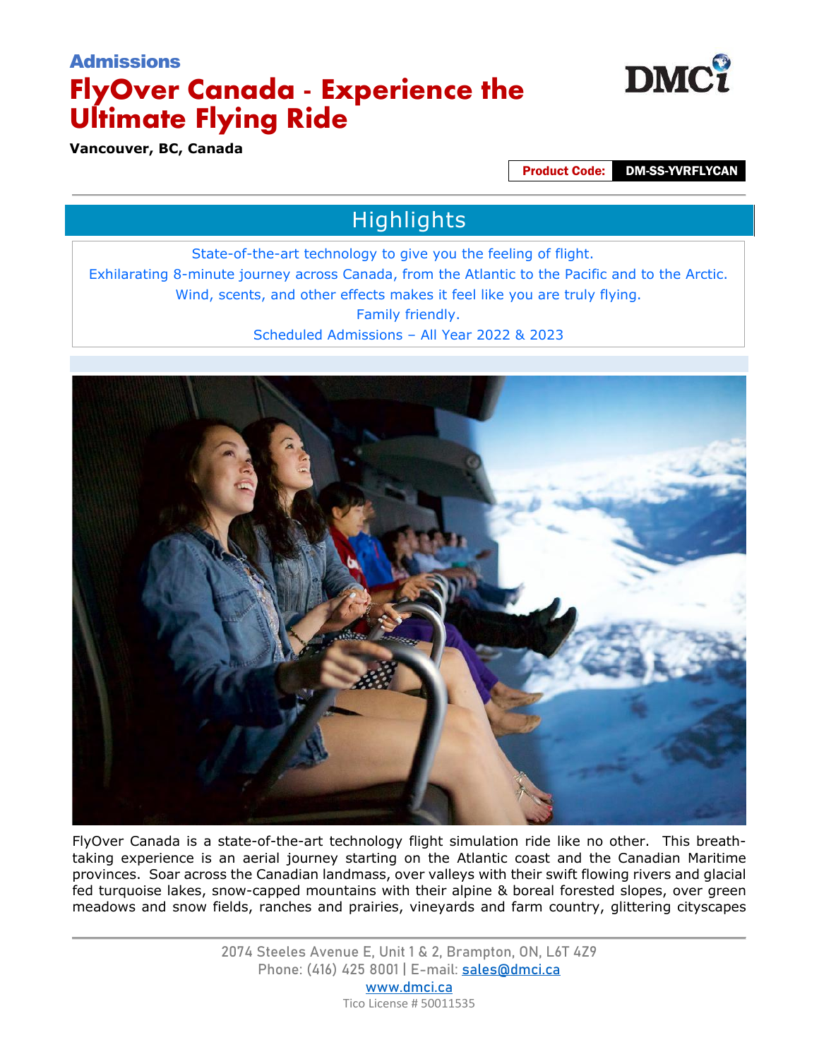**Admissions**

# FlyOver Canada - Experience the Ultimate Flying Ride

**Vancouver, BC, Canada**

**Product Code:** **DM-SS-YVRFLYCAN**

## Highlights

State-of-the-art technology to give you the feeling of flight.
Exhilarating 8-minute journey across Canada, from the Atlantic to the Pacific and to the Arctic.
Wind, scents, and other effects makes it feel like you are truly flying.
Family friendly.
Scheduled Admissions – All Year 2022 & 2023

FlyOver Canada is a state-of-the-art technology flight simulation ride like no other. This breath-taking experience is an aerial journey starting on the Atlantic coast and the Canadian Maritime provinces. Soar across the Canadian landmass, over valleys with their swift flowing rivers and glacial fed turquoise lakes, snow-capped mountains with their alpine & boreal forested slopes, over green meadows and snow fields, ranches and prairies, vineyards and farm country, glittering cityscapes

2074 Steeles Avenue E, Unit 1 & 2, Brampton, ON, L6T 4Z9
Phone: (416) 425 8001 | E-mail: sales@dmci.ca
www.dmci.ca
Tico License # 50011535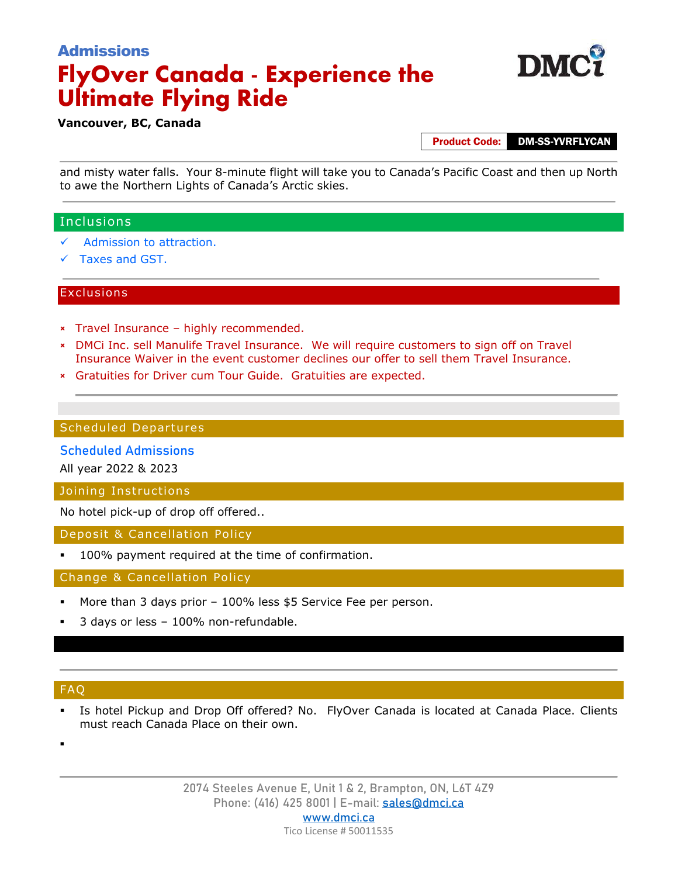Admissions

# FlyOver Canada - Experience the Ultimate Flying Ride

**Vancouver, BC, Canada**

**Product Code:** **DM-SS-YVRFLYCAN**

and misty water falls. Your 8-minute flight will take you to Canada's Pacific Coast and then up North to awe the Northern Lights of Canada's Arctic skies.

## Inclusions

- ✓ Admission to attraction.
- ✓ Taxes and GST.

## Exclusions

- × Travel Insurance – highly recommended.
- × DMCi Inc. sell Manulife Travel Insurance. We will require customers to sign off on Travel Insurance Waiver in the event customer declines our offer to sell them Travel Insurance.
- × Gratuities for Driver cum Tour Guide. Gratuities are expected.

## Scheduled Departures

### Scheduled Admissions

All year 2022 & 2023

## Joining Instructions

No hotel pick-up of drop off offered..

## Deposit & Cancellation Policy

- 100% payment required at the time of confirmation.

## Change & Cancellation Policy

- More than 3 days prior – 100% less $5 Service Fee per person.
- 3 days or less – 100% non-refundable.

## FAQ

- Is hotel Pickup and Drop Off offered? No. FlyOver Canada is located at Canada Place. Clients must reach Canada Place on their own.
- 

2074 Steeles Avenue E, Unit 1 & 2, Brampton, ON, L6T 4Z9
Phone: (416) 425 8001 | E-mail: sales@dmci.ca
www.dmci.ca
Tico License # 50011535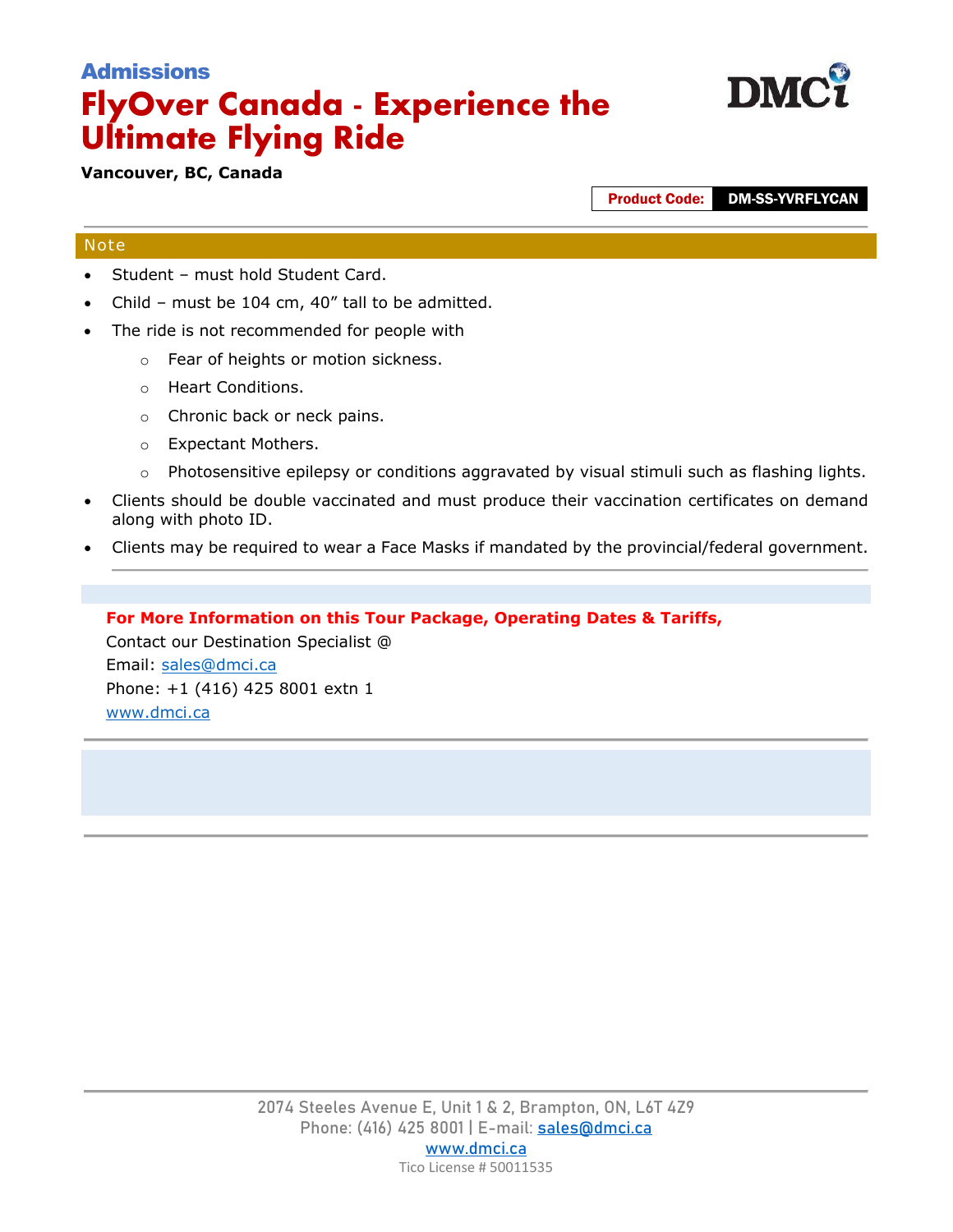**Admissions**

# FlyOver Canada - Experience the Ultimate Flying Ride

**Vancouver, BC, Canada**

**Product Code:** **DM-SS-YVRFLYCAN**

## Note

- Student – must hold Student Card.
- Child – must be 104 cm, 40" tall to be admitted.
- The ride is not recommended for people with
  - Fear of heights or motion sickness.
  - Heart Conditions.
  - Chronic back or neck pains.
  - Expectant Mothers.
  - Photosensitive epilepsy or conditions aggravated by visual stimuli such as flashing lights.
- Clients should be double vaccinated and must produce their vaccination certificates on demand along with photo ID.
- Clients may be required to wear a Face Masks if mandated by the provincial/federal government.

**For More Information on this Tour Package, Operating Dates & Tariffs,**

Contact our Destination Specialist @

Email: sales@dmci.ca

Phone: +1 (416) 425 8001 extn 1

www.dmci.ca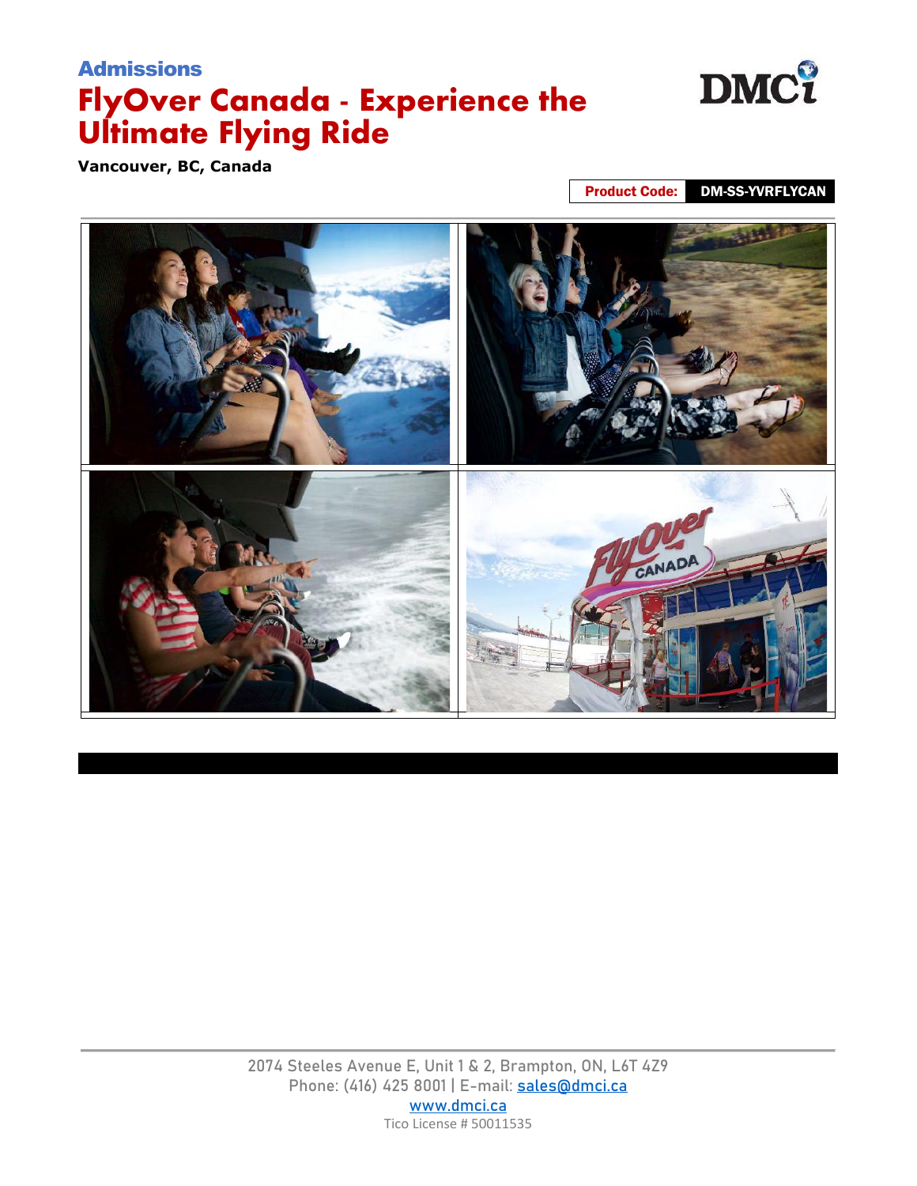**Admissions**

# FlyOver Canada - Experience the Ultimate Flying Ride

**Vancouver, BC, Canada**

| | |
|---|---|
| **Product Code:** | **DM-SS-YVRFLYCAN** |

2074 Steeles Avenue E, Unit 1 & 2, Brampton, ON, L6T 4Z9
Phone: (416) 425 8001 | E-mail: sales@dmci.ca
www.dmci.ca
Tico License # 50011535